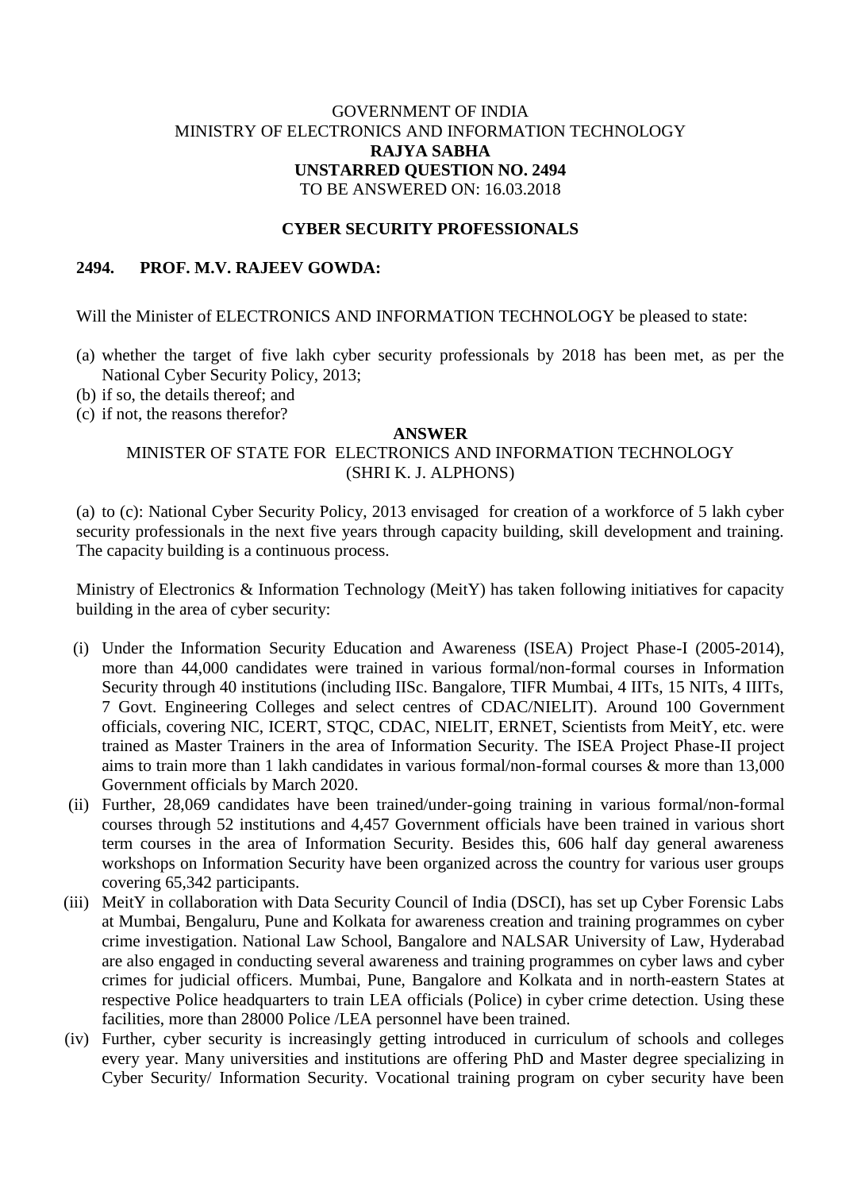GOVERNMENT OF INDIA
MINISTRY OF ELECTRONICS AND INFORMATION TECHNOLOGY
**RAJYA SABHA**
**UNSTARRED QUESTION NO. 2494**
TO BE ANSWERED ON: 16.03.2018

**CYBER SECURITY PROFESSIONALS**

**2494. PROF. M.V. RAJEEV GOWDA:**

Will the Minister of ELECTRONICS AND INFORMATION TECHNOLOGY be pleased to state:

(a) whether the target of five lakh cyber security professionals by 2018 has been met, as per the National Cyber Security Policy, 2013;
(b) if so, the details thereof; and
(c) if not, the reasons therefor?

**ANSWER**

MINISTER OF STATE FOR ELECTRONICS AND INFORMATION TECHNOLOGY
(SHRI K. J. ALPHONS)

(a) to (c): National Cyber Security Policy, 2013 envisaged for creation of a workforce of 5 lakh cyber security professionals in the next five years through capacity building, skill development and training. The capacity building is a continuous process.

Ministry of Electronics & Information Technology (MeitY) has taken following initiatives for capacity building in the area of cyber security:

(i) Under the Information Security Education and Awareness (ISEA) Project Phase-I (2005-2014), more than 44,000 candidates were trained in various formal/non-formal courses in Information Security through 40 institutions (including IISc. Bangalore, TIFR Mumbai, 4 IITs, 15 NITs, 4 IIITs, 7 Govt. Engineering Colleges and select centres of CDAC/NIELIT). Around 100 Government officials, covering NIC, ICERT, STQC, CDAC, NIELIT, ERNET, Scientists from MeitY, etc. were trained as Master Trainers in the area of Information Security. The ISEA Project Phase-II project aims to train more than 1 lakh candidates in various formal/non-formal courses & more than 13,000 Government officials by March 2020.

(ii) Further, 28,069 candidates have been trained/under-going training in various formal/non-formal courses through 52 institutions and 4,457 Government officials have been trained in various short term courses in the area of Information Security. Besides this, 606 half day general awareness workshops on Information Security have been organized across the country for various user groups covering 65,342 participants.

(iii) MeitY in collaboration with Data Security Council of India (DSCI), has set up Cyber Forensic Labs at Mumbai, Bengaluru, Pune and Kolkata for awareness creation and training programmes on cyber crime investigation. National Law School, Bangalore and NALSAR University of Law, Hyderabad are also engaged in conducting several awareness and training programmes on cyber laws and cyber crimes for judicial officers. Mumbai, Pune, Bangalore and Kolkata and in north-eastern States at respective Police headquarters to train LEA officials (Police) in cyber crime detection. Using these facilities, more than 28000 Police /LEA personnel have been trained.

(iv) Further, cyber security is increasingly getting introduced in curriculum of schools and colleges every year. Many universities and institutions are offering PhD and Master degree specializing in Cyber Security/ Information Security. Vocational training program on cyber security have been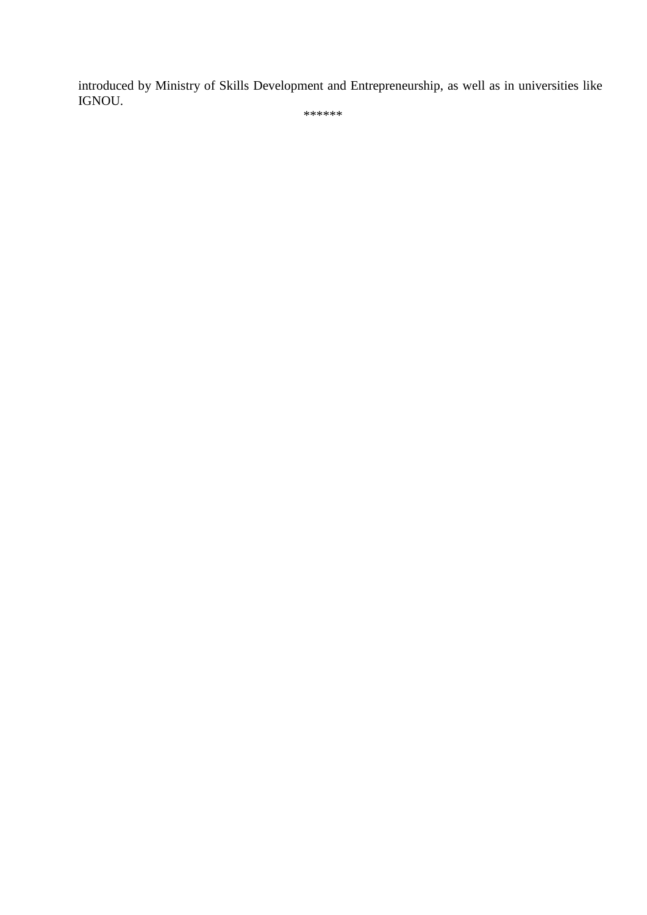introduced by Ministry of Skills Development and Entrepreneurship, as well as in universities like IGNOU.

******